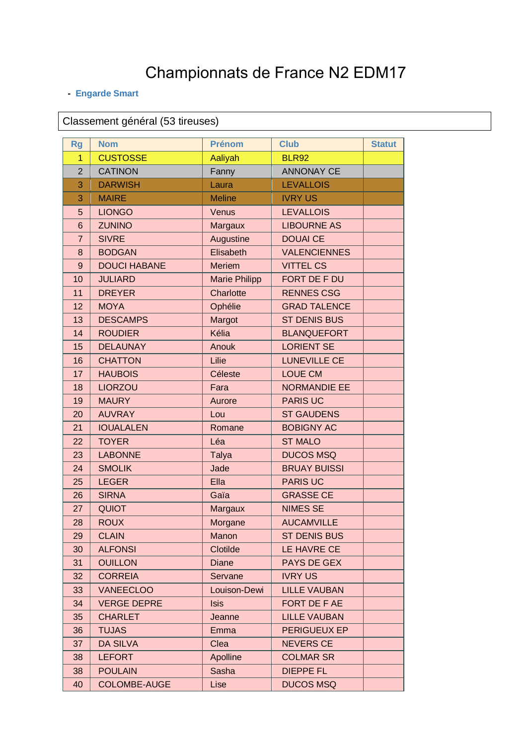# Championnats de France N2 EDM17

- **Engarde Smart**

Classement général (53 tireuses)

| Rg | Nom | Prénom | Club | Statut |
|---|---|---|---|---|
| 1 | CUSTOSSE | Aaliyah | BLR92 | |
| 2 | CATINON | Fanny | ANNONAY CE | |
| 3 | DARWISH | Laura | LEVALLOIS | |
| 3 | MAIRE | Meline | IVRY US | |
| 5 | LIONGO | Venus | LEVALLOIS | |
| 6 | ZUNINO | Margaux | LIBOURNE AS | |
| 7 | SIVRE | Augustine | DOUAI CE | |
| 8 | BODGAN | Elisabeth | VALENCIENNES | |
| 9 | DOUCI HABANE | Meriem | VITTEL CS | |
| 10 | JULIARD | Marie Philipp | FORT DE F DU | |
| 11 | DREYER | Charlotte | RENNES CSG | |
| 12 | MOYA | Ophélie | GRAD TALENCE | |
| 13 | DESCAMPS | Margot | ST DENIS BUS | |
| 14 | ROUDIER | Kélia | BLANQUEFORT | |
| 15 | DELAUNAY | Anouk | LORIENT SE | |
| 16 | CHATTON | Lilie | LUNEVILLE CE | |
| 17 | HAUBOIS | Céleste | LOUE CM | |
| 18 | LIORZOU | Fara | NORMANDIE EE | |
| 19 | MAURY | Aurore | PARIS UC | |
| 20 | AUVRAY | Lou | ST GAUDENS | |
| 21 | IOUALALEN | Romane | BOBIGNY AC | |
| 22 | TOYER | Léa | ST MALO | |
| 23 | LABONNE | Talya | DUCOS MSQ | |
| 24 | SMOLIK | Jade | BRUAY BUISSI | |
| 25 | LEGER | Ella | PARIS UC | |
| 26 | SIRNA | Gaïa | GRASSE CE | |
| 27 | QUIOT | Margaux | NIMES SE | |
| 28 | ROUX | Morgane | AUCAMVILLE | |
| 29 | CLAIN | Manon | ST DENIS BUS | |
| 30 | ALFONSI | Clotilde | LE HAVRE CE | |
| 31 | OUILLON | Diane | PAYS DE GEX | |
| 32 | CORREIA | Servane | IVRY US | |
| 33 | VANEECLOO | Louison-Dewi | LILLE VAUBAN | |
| 34 | VERGE DEPRE | Isis | FORT DE F AE | |
| 35 | CHARLET | Jeanne | LILLE VAUBAN | |
| 36 | TUJAS | Emma | PERIGUEUX EP | |
| 37 | DA SILVA | Clea | NEVERS CE | |
| 38 | LEFORT | Apolline | COLMAR SR | |
| 38 | POULAIN | Sasha | DIEPPE FL | |
| 40 | COLOMBE-AUGE | Lise | DUCOS MSQ | |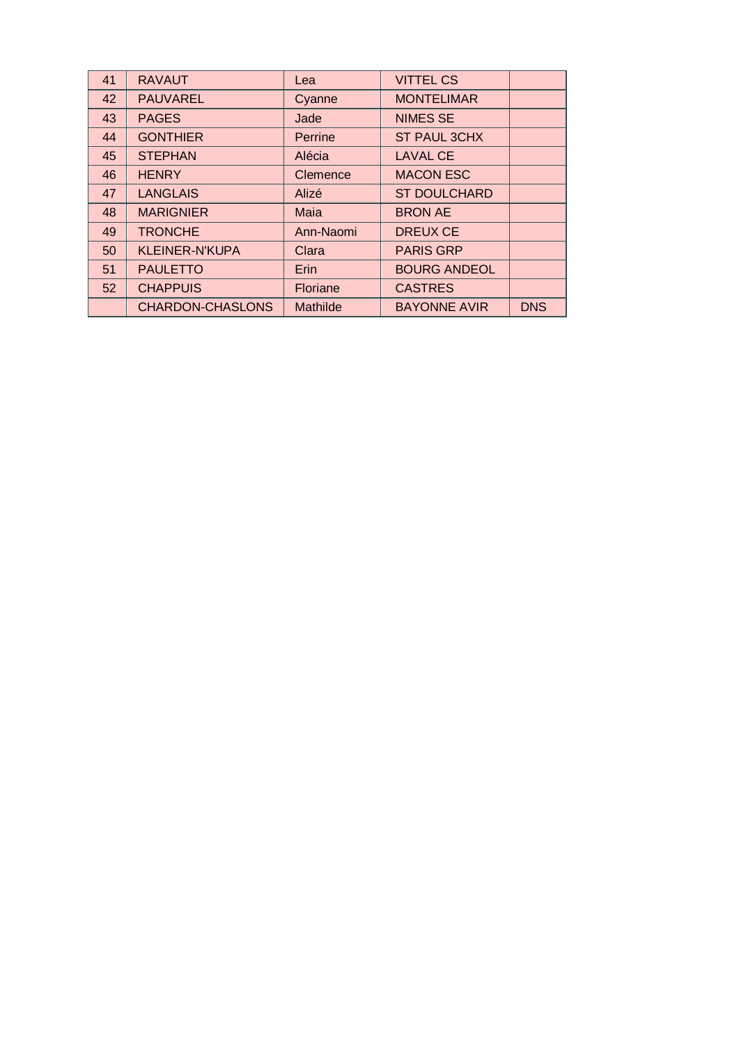| | | | | |
|---|---|---|---|---|
| 41 | RAVAUT | Lea | VITTEL CS | |
| 42 | PAUVAREL | Cyanne | MONTELIMAR | |
| 43 | PAGES | Jade | NIMES SE | |
| 44 | GONTHIER | Perrine | ST PAUL 3CHX | |
| 45 | STEPHAN | Alécia | LAVAL CE | |
| 46 | HENRY | Clemence | MACON ESC | |
| 47 | LANGLAIS | Alizé | ST DOULCHARD | |
| 48 | MARIGNIER | Maia | BRON AE | |
| 49 | TRONCHE | Ann-Naomi | DREUX CE | |
| 50 | KLEINER-N'KUPA | Clara | PARIS GRP | |
| 51 | PAULETTO | Erin | BOURG ANDEOL | |
| 52 | CHAPPUIS | Floriane | CASTRES | |
| | CHARDON-CHASLONS | Mathilde | BAYONNE AVIR | DNS |